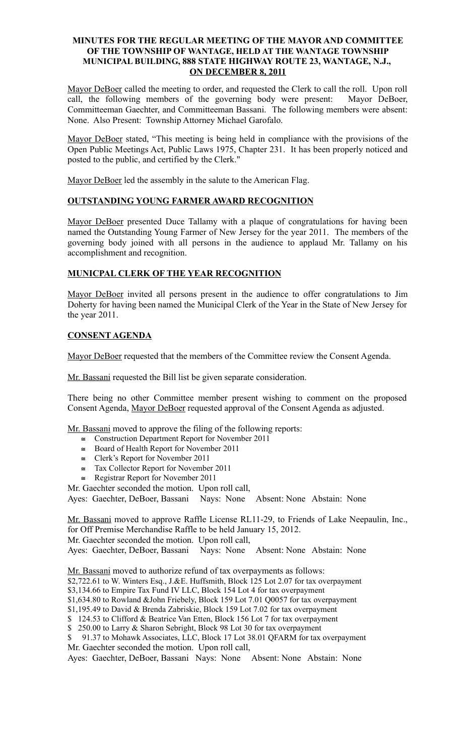# MINUTES FOR THE REGULAR MEETING OF THE MAYOR AND COMMITTEE OF THE TOWNSHIP OF WANTAGE, HELD AT THE WANTAGE TOWNSHIP MUNICIPAL BUILDING, 888 STATE HIGHWAY ROUTE 23, WANTAGE, N.J., ON DECEMBER 8, 2011

Mayor DeBoer called the meeting to order, and requested the Clerk to call the roll. Upon roll call, the following members of the governing body were present: Mayor DeBoer, Committeeman Gaechter, and Committeeman Bassani. The following members were absent: None. Also Present: Township Attorney Michael Garofalo.

Mayor DeBoer stated, "This meeting is being held in compliance with the provisions of the Open Public Meetings Act, Public Laws 1975, Chapter 231. It has been properly noticed and posted to the public, and certified by the Clerk."

Mayor DeBoer led the assembly in the salute to the American Flag.

## OUTSTANDING YOUNG FARMER AWARD RECOGNITION

Mayor DeBoer presented Duce Tallamy with a plaque of congratulations for having been named the Outstanding Young Farmer of New Jersey for the year 2011. The members of the governing body joined with all persons in the audience to applaud Mr. Tallamy on his accomplishment and recognition.

## MUNICPAL CLERK OF THE YEAR RECOGNITION

Mayor DeBoer invited all persons present in the audience to offer congratulations to Jim Doherty for having been named the Municipal Clerk of the Year in the State of New Jersey for the year 2011.

## CONSENT AGENDA

Mayor DeBoer requested that the members of the Committee review the Consent Agenda.

Mr. Bassani requested the Bill list be given separate consideration.

There being no other Committee member present wishing to comment on the proposed Consent Agenda, Mayor DeBoer requested approval of the Consent Agenda as adjusted.

Mr. Bassani moved to approve the filing of the following reports:

- Construction Department Report for November 2011
- Board of Health Report for November 2011
- Clerk's Report for November 2011
- Tax Collector Report for November 2011
- Registrar Report for November 2011

Mr. Gaechter seconded the motion. Upon roll call,
Ayes: Gaechter, DeBoer, Bassani Nays: None Absent: None Abstain: None

Mr. Bassani moved to approve Raffle License RL11-29, to Friends of Lake Neepaulin, Inc., for Off Premise Merchandise Raffle to be held January 15, 2012.
Mr. Gaechter seconded the motion. Upon roll call,
Ayes: Gaechter, DeBoer, Bassani Nays: None Absent: None Abstain: None

Mr. Bassani moved to authorize refund of tax overpayments as follows:
$2,722.61 to W. Winters Esq., J.&E. Huffsmith, Block 125 Lot 2.07 for tax overpayment
$3,134.66 to Empire Tax Fund IV LLC, Block 154 Lot 4 for tax overpayment
$1,634.80 to Rowland &John Friebely, Block 159 Lot 7.01 Q0057 for tax overpayment
$1,195.49 to David & Brenda Zabriskie, Block 159 Lot 7.02 for tax overpayment
$ 124.53 to Clifford & Beatrice Van Etten, Block 156 Lot 7 for tax overpayment
$ 250.00 to Larry & Sharon Sebright, Block 98 Lot 30 for tax overpayment
$ 91.37 to Mohawk Associates, LLC, Block 17 Lot 38.01 QFARM for tax overpayment
Mr. Gaechter seconded the motion. Upon roll call,
Ayes: Gaechter, DeBoer, Bassani Nays: None Absent: None Abstain: None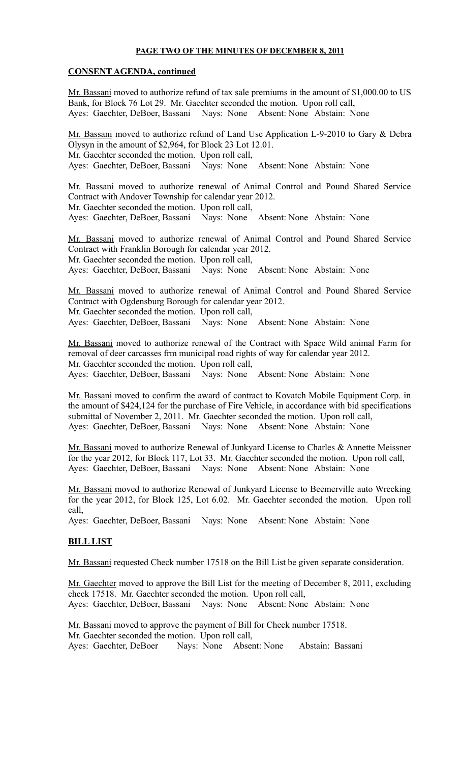**PAGE TWO OF THE MINUTES OF DECEMBER 8, 2011**

**CONSENT AGENDA, continued**

Mr. Bassani moved to authorize refund of tax sale premiums in the amount of $1,000.00 to US Bank, for Block 76 Lot 29. Mr. Gaechter seconded the motion. Upon roll call,
Ayes: Gaechter, DeBoer, Bassani Nays: None Absent: None Abstain: None

Mr. Bassani moved to authorize refund of Land Use Application L-9-2010 to Gary & Debra Olysyn in the amount of $2,964, for Block 23 Lot 12.01.
Mr. Gaechter seconded the motion. Upon roll call,
Ayes: Gaechter, DeBoer, Bassani Nays: None Absent: None Abstain: None

Mr. Bassani moved to authorize renewal of Animal Control and Pound Shared Service Contract with Andover Township for calendar year 2012.
Mr. Gaechter seconded the motion. Upon roll call,
Ayes: Gaechter, DeBoer, Bassani Nays: None Absent: None Abstain: None

Mr. Bassani moved to authorize renewal of Animal Control and Pound Shared Service Contract with Franklin Borough for calendar year 2012.
Mr. Gaechter seconded the motion. Upon roll call,
Ayes: Gaechter, DeBoer, Bassani Nays: None Absent: None Abstain: None

Mr. Bassani moved to authorize renewal of Animal Control and Pound Shared Service Contract with Ogdensburg Borough for calendar year 2012.
Mr. Gaechter seconded the motion. Upon roll call,
Ayes: Gaechter, DeBoer, Bassani Nays: None Absent: None Abstain: None

Mr. Bassani moved to authorize renewal of the Contract with Space Wild animal Farm for removal of deer carcasses frm municipal road rights of way for calendar year 2012.
Mr. Gaechter seconded the motion. Upon roll call,
Ayes: Gaechter, DeBoer, Bassani Nays: None Absent: None Abstain: None

Mr. Bassani moved to confirm the award of contract to Kovatch Mobile Equipment Corp. in the amount of $424,124 for the purchase of Fire Vehicle, in accordance with bid specifications submittal of November 2, 2011. Mr. Gaechter seconded the motion. Upon roll call,
Ayes: Gaechter, DeBoer, Bassani Nays: None Absent: None Abstain: None

Mr. Bassani moved to authorize Renewal of Junkyard License to Charles & Annette Meissner for the year 2012, for Block 117, Lot 33. Mr. Gaechter seconded the motion. Upon roll call,
Ayes: Gaechter, DeBoer, Bassani Nays: None Absent: None Abstain: None

Mr. Bassani moved to authorize Renewal of Junkyard License to Beemerville auto Wrecking for the year 2012, for Block 125, Lot 6.02. Mr. Gaechter seconded the motion. Upon roll call,
Ayes: Gaechter, DeBoer, Bassani Nays: None Absent: None Abstain: None

**BILL LIST**

Mr. Bassani requested Check number 17518 on the Bill List be given separate consideration.

Mr. Gaechter moved to approve the Bill List for the meeting of December 8, 2011, excluding check 17518. Mr. Gaechter seconded the motion. Upon roll call,
Ayes: Gaechter, DeBoer, Bassani Nays: None Absent: None Abstain: None

Mr. Bassani moved to approve the payment of Bill for Check number 17518.
Mr. Gaechter seconded the motion. Upon roll call,
Ayes: Gaechter, DeBoer Nays: None Absent: None Abstain: Bassani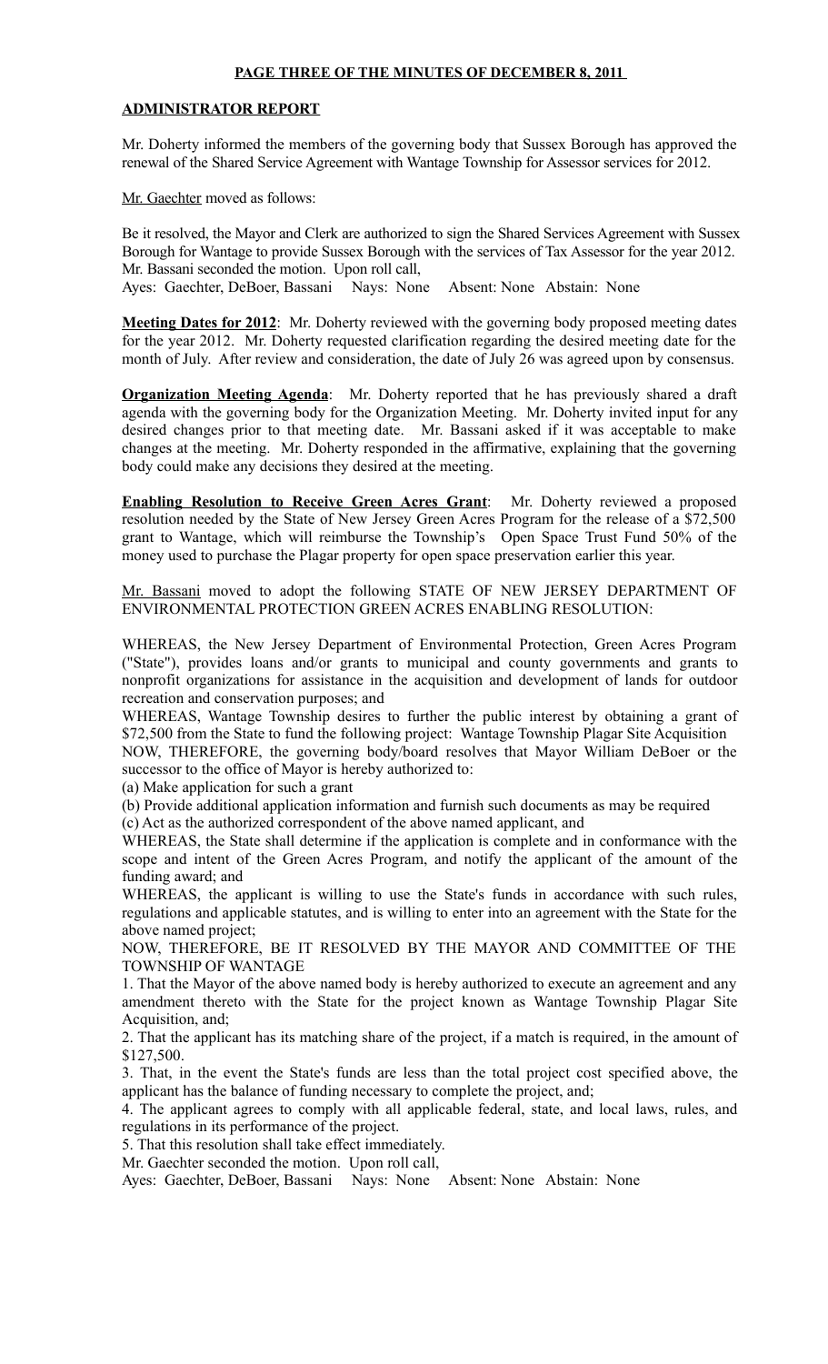**PAGE THREE OF THE MINUTES OF DECEMBER 8, 2011**

**ADMINISTRATOR REPORT**

Mr. Doherty informed the members of the governing body that Sussex Borough has approved the renewal of the Shared Service Agreement with Wantage Township for Assessor services for 2012.

Mr. Gaechter moved as follows:

Be it resolved, the Mayor and Clerk are authorized to sign the Shared Services Agreement with Sussex Borough for Wantage to provide Sussex Borough with the services of Tax Assessor for the year 2012. Mr. Bassani seconded the motion. Upon roll call,
Ayes: Gaechter, DeBoer, Bassani Nays: None Absent: None Abstain: None

**Meeting Dates for 2012**: Mr. Doherty reviewed with the governing body proposed meeting dates for the year 2012. Mr. Doherty requested clarification regarding the desired meeting date for the month of July. After review and consideration, the date of July 26 was agreed upon by consensus.

**Organization Meeting Agenda**: Mr. Doherty reported that he has previously shared a draft agenda with the governing body for the Organization Meeting. Mr. Doherty invited input for any desired changes prior to that meeting date. Mr. Bassani asked if it was acceptable to make changes at the meeting. Mr. Doherty responded in the affirmative, explaining that the governing body could make any decisions they desired at the meeting.

**Enabling Resolution to Receive Green Acres Grant**: Mr. Doherty reviewed a proposed resolution needed by the State of New Jersey Green Acres Program for the release of a $72,500 grant to Wantage, which will reimburse the Township's Open Space Trust Fund 50% of the money used to purchase the Plagar property for open space preservation earlier this year.

Mr. Bassani moved to adopt the following STATE OF NEW JERSEY DEPARTMENT OF ENVIRONMENTAL PROTECTION GREEN ACRES ENABLING RESOLUTION:

WHEREAS, the New Jersey Department of Environmental Protection, Green Acres Program ("State"), provides loans and/or grants to municipal and county governments and grants to nonprofit organizations for assistance in the acquisition and development of lands for outdoor recreation and conservation purposes; and

WHEREAS, Wantage Township desires to further the public interest by obtaining a grant of $72,500 from the State to fund the following project: Wantage Township Plagar Site Acquisition

NOW, THEREFORE, the governing body/board resolves that Mayor William DeBoer or the successor to the office of Mayor is hereby authorized to:

(a) Make application for such a grant

(b) Provide additional application information and furnish such documents as may be required

(c) Act as the authorized correspondent of the above named applicant, and

WHEREAS, the State shall determine if the application is complete and in conformance with the scope and intent of the Green Acres Program, and notify the applicant of the amount of the funding award; and

WHEREAS, the applicant is willing to use the State's funds in accordance with such rules, regulations and applicable statutes, and is willing to enter into an agreement with the State for the above named project;

NOW, THEREFORE, BE IT RESOLVED BY THE MAYOR AND COMMITTEE OF THE TOWNSHIP OF WANTAGE

1. That the Mayor of the above named body is hereby authorized to execute an agreement and any amendment thereto with the State for the project known as Wantage Township Plagar Site Acquisition, and;
2. That the applicant has its matching share of the project, if a match is required, in the amount of $127,500.
3. That, in the event the State's funds are less than the total project cost specified above, the applicant has the balance of funding necessary to complete the project, and;
4. The applicant agrees to comply with all applicable federal, state, and local laws, rules, and regulations in its performance of the project.
5. That this resolution shall take effect immediately.

Mr. Gaechter seconded the motion. Upon roll call,
Ayes: Gaechter, DeBoer, Bassani Nays: None Absent: None Abstain: None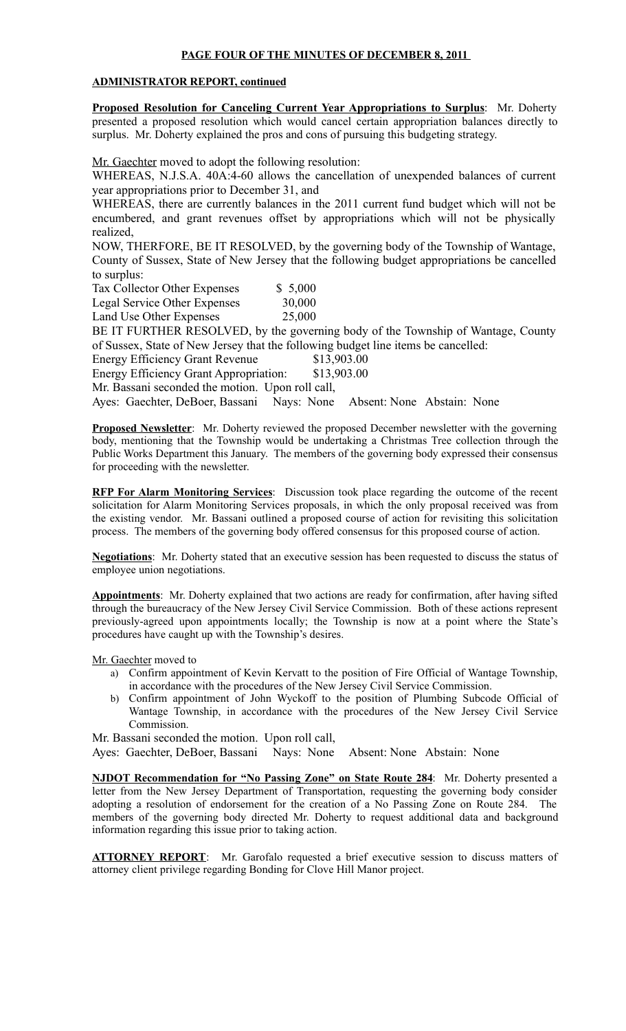**PAGE FOUR OF THE MINUTES OF DECEMBER 8, 2011**

**ADMINISTRATOR REPORT, continued**

**Proposed Resolution for Canceling Current Year Appropriations to Surplus**: Mr. Doherty presented a proposed resolution which would cancel certain appropriation balances directly to surplus. Mr. Doherty explained the pros and cons of pursuing this budgeting strategy.

Mr. Gaechter moved to adopt the following resolution:

WHEREAS, N.J.S.A. 40A:4-60 allows the cancellation of unexpended balances of current year appropriations prior to December 31, and

WHEREAS, there are currently balances in the 2011 current fund budget which will not be encumbered, and grant revenues offset by appropriations which will not be physically realized,

NOW, THERFORE, BE IT RESOLVED, by the governing body of the Township of Wantage, County of Sussex, State of New Jersey that the following budget appropriations be cancelled to surplus:

| | |
|---|---|
| Tax Collector Other Expenses | $ 5,000 |
| Legal Service Other Expenses | 30,000 |
| Land Use Other Expenses | 25,000 |

BE IT FURTHER RESOLVED, by the governing body of the Township of Wantage, County of Sussex, State of New Jersey that the following budget line items be cancelled:

| | |
|---|---|
| Energy Efficiency Grant Revenue | $13,903.00 |
| Energy Efficiency Grant Appropriation: | $13,903.00 |

Mr. Bassani seconded the motion. Upon roll call,

Ayes: Gaechter, DeBoer, Bassani Nays: None Absent: None Abstain: None

**Proposed Newsletter**: Mr. Doherty reviewed the proposed December newsletter with the governing body, mentioning that the Township would be undertaking a Christmas Tree collection through the Public Works Department this January. The members of the governing body expressed their consensus for proceeding with the newsletter.

**RFP For Alarm Monitoring Services**: Discussion took place regarding the outcome of the recent solicitation for Alarm Monitoring Services proposals, in which the only proposal received was from the existing vendor. Mr. Bassani outlined a proposed course of action for revisiting this solicitation process. The members of the governing body offered consensus for this proposed course of action.

**Negotiations**: Mr. Doherty stated that an executive session has been requested to discuss the status of employee union negotiations.

**Appointments**: Mr. Doherty explained that two actions are ready for confirmation, after having sifted through the bureaucracy of the New Jersey Civil Service Commission. Both of these actions represent previously-agreed upon appointments locally; the Township is now at a point where the State's procedures have caught up with the Township's desires.

Mr. Gaechter moved to

a) Confirm appointment of Kevin Kervatt to the position of Fire Official of Wantage Township, in accordance with the procedures of the New Jersey Civil Service Commission.
b) Confirm appointment of John Wyckoff to the position of Plumbing Subcode Official of Wantage Township, in accordance with the procedures of the New Jersey Civil Service Commission.

Mr. Bassani seconded the motion. Upon roll call,

Ayes: Gaechter, DeBoer, Bassani Nays: None Absent: None Abstain: None

**NJDOT Recommendation for "No Passing Zone" on State Route 284**: Mr. Doherty presented a letter from the New Jersey Department of Transportation, requesting the governing body consider adopting a resolution of endorsement for the creation of a No Passing Zone on Route 284. The members of the governing body directed Mr. Doherty to request additional data and background information regarding this issue prior to taking action.

**ATTORNEY REPORT**: Mr. Garofalo requested a brief executive session to discuss matters of attorney client privilege regarding Bonding for Clove Hill Manor project.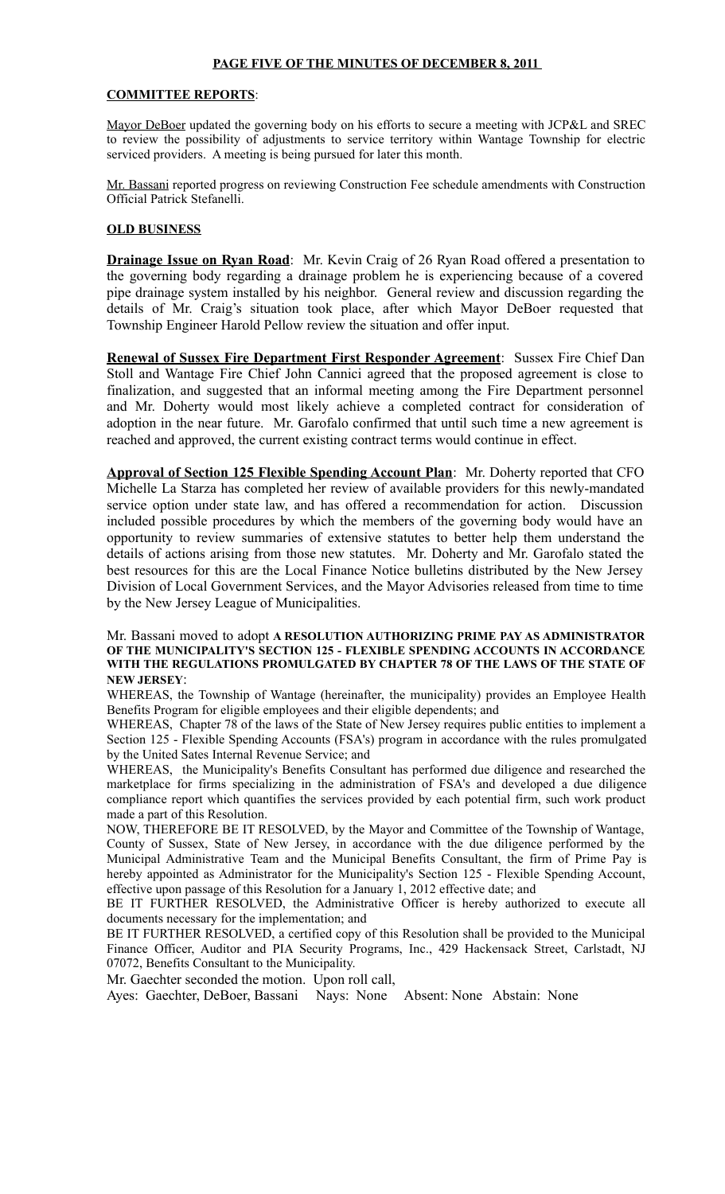**PAGE FIVE OF THE MINUTES OF DECEMBER 8, 2011**

**COMMITTEE REPORTS**:

Mayor DeBoer updated the governing body on his efforts to secure a meeting with JCP&L and SREC to review the possibility of adjustments to service territory within Wantage Township for electric serviced providers. A meeting is being pursued for later this month.

Mr. Bassani reported progress on reviewing Construction Fee schedule amendments with Construction Official Patrick Stefanelli.

**OLD BUSINESS**

**Drainage Issue on Ryan Road**: Mr. Kevin Craig of 26 Ryan Road offered a presentation to the governing body regarding a drainage problem he is experiencing because of a covered pipe drainage system installed by his neighbor. General review and discussion regarding the details of Mr. Craig's situation took place, after which Mayor DeBoer requested that Township Engineer Harold Pellow review the situation and offer input.

**Renewal of Sussex Fire Department First Responder Agreement**: Sussex Fire Chief Dan Stoll and Wantage Fire Chief John Cannici agreed that the proposed agreement is close to finalization, and suggested that an informal meeting among the Fire Department personnel and Mr. Doherty would most likely achieve a completed contract for consideration of adoption in the near future. Mr. Garofalo confirmed that until such time a new agreement is reached and approved, the current existing contract terms would continue in effect.

**Approval of Section 125 Flexible Spending Account Plan**: Mr. Doherty reported that CFO Michelle La Starza has completed her review of available providers for this newly-mandated service option under state law, and has offered a recommendation for action. Discussion included possible procedures by which the members of the governing body would have an opportunity to review summaries of extensive statutes to better help them understand the details of actions arising from those new statutes. Mr. Doherty and Mr. Garofalo stated the best resources for this are the Local Finance Notice bulletins distributed by the New Jersey Division of Local Government Services, and the Mayor Advisories released from time to time by the New Jersey League of Municipalities.

Mr. Bassani moved to adopt **A RESOLUTION AUTHORIZING PRIME PAY AS ADMINISTRATOR OF THE MUNICIPALITY'S SECTION 125 - FLEXIBLE SPENDING ACCOUNTS IN ACCORDANCE WITH THE REGULATIONS PROMULGATED BY CHAPTER 78 OF THE LAWS OF THE STATE OF NEW JERSEY**:

WHEREAS, the Township of Wantage (hereinafter, the municipality) provides an Employee Health Benefits Program for eligible employees and their eligible dependents; and

WHEREAS, Chapter 78 of the laws of the State of New Jersey requires public entities to implement a Section 125 - Flexible Spending Accounts (FSA's) program in accordance with the rules promulgated by the United Sates Internal Revenue Service; and

WHEREAS, the Municipality's Benefits Consultant has performed due diligence and researched the marketplace for firms specializing in the administration of FSA's and developed a due diligence compliance report which quantifies the services provided by each potential firm, such work product made a part of this Resolution.

NOW, THEREFORE BE IT RESOLVED, by the Mayor and Committee of the Township of Wantage, County of Sussex, State of New Jersey, in accordance with the due diligence performed by the Municipal Administrative Team and the Municipal Benefits Consultant, the firm of Prime Pay is hereby appointed as Administrator for the Municipality's Section 125 - Flexible Spending Account, effective upon passage of this Resolution for a January 1, 2012 effective date; and

BE IT FURTHER RESOLVED, the Administrative Officer is hereby authorized to execute all documents necessary for the implementation; and

BE IT FURTHER RESOLVED, a certified copy of this Resolution shall be provided to the Municipal Finance Officer, Auditor and PIA Security Programs, Inc., 429 Hackensack Street, Carlstadt, NJ 07072, Benefits Consultant to the Municipality.

Mr. Gaechter seconded the motion. Upon roll call,

Ayes: Gaechter, DeBoer, Bassani Nays: None Absent: None Abstain: None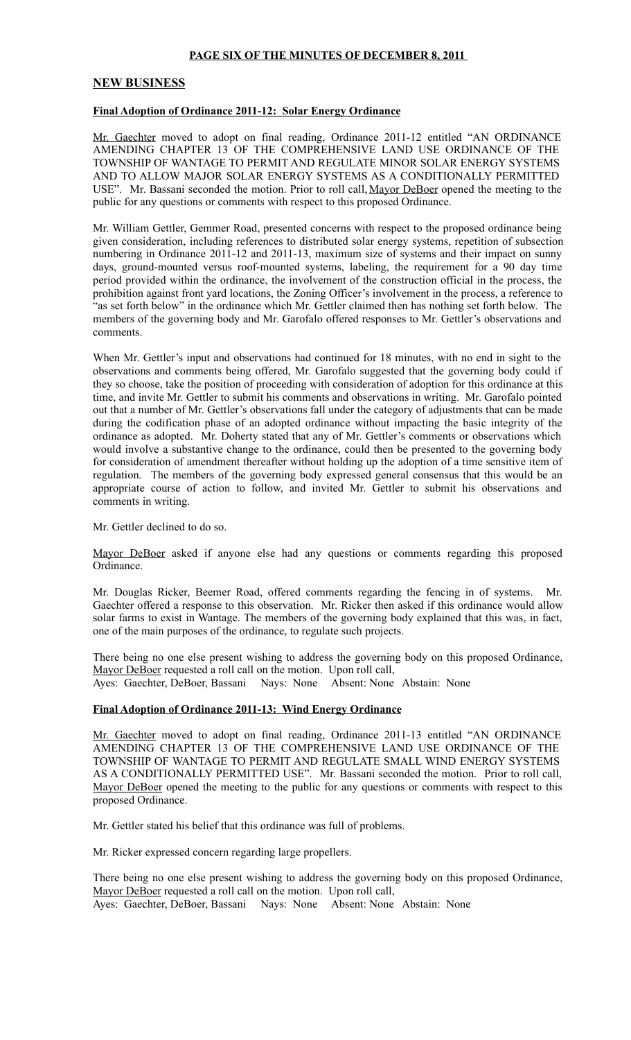**PAGE SIX OF THE MINUTES OF DECEMBER 8, 2011**

## NEW BUSINESS

### Final Adoption of Ordinance 2011-12: Solar Energy Ordinance

Mr. Gaechter moved to adopt on final reading, Ordinance 2011-12 entitled "AN ORDINANCE AMENDING CHAPTER 13 OF THE COMPREHENSIVE LAND USE ORDINANCE OF THE TOWNSHIP OF WANTAGE TO PERMIT AND REGULATE MINOR SOLAR ENERGY SYSTEMS AND TO ALLOW MAJOR SOLAR ENERGY SYSTEMS AS A CONDITIONALLY PERMITTED USE". Mr. Bassani seconded the motion. Prior to roll call, Mayor DeBoer opened the meeting to the public for any questions or comments with respect to this proposed Ordinance.

Mr. William Gettler, Gemmer Road, presented concerns with respect to the proposed ordinance being given consideration, including references to distributed solar energy systems, repetition of subsection numbering in Ordinance 2011-12 and 2011-13, maximum size of systems and their impact on sunny days, ground-mounted versus roof-mounted systems, labeling, the requirement for a 90 day time period provided within the ordinance, the involvement of the construction official in the process, the prohibition against front yard locations, the Zoning Officer's involvement in the process, a reference to "as set forth below" in the ordinance which Mr. Gettler claimed then has nothing set forth below. The members of the governing body and Mr. Garofalo offered responses to Mr. Gettler's observations and comments.

When Mr. Gettler's input and observations had continued for 18 minutes, with no end in sight to the observations and comments being offered, Mr. Garofalo suggested that the governing body could if they so choose, take the position of proceeding with consideration of adoption for this ordinance at this time, and invite Mr. Gettler to submit his comments and observations in writing. Mr. Garofalo pointed out that a number of Mr. Gettler's observations fall under the category of adjustments that can be made during the codification phase of an adopted ordinance without impacting the basic integrity of the ordinance as adopted. Mr. Doherty stated that any of Mr. Gettler's comments or observations which would involve a substantive change to the ordinance, could then be presented to the governing body for consideration of amendment thereafter without holding up the adoption of a time sensitive item of regulation. The members of the governing body expressed general consensus that this would be an appropriate course of action to follow, and invited Mr. Gettler to submit his observations and comments in writing.

Mr. Gettler declined to do so.

Mayor DeBoer asked if anyone else had any questions or comments regarding this proposed Ordinance.

Mr. Douglas Ricker, Beemer Road, offered comments regarding the fencing in of systems. Mr. Gaechter offered a response to this observation. Mr. Ricker then asked if this ordinance would allow solar farms to exist in Wantage. The members of the governing body explained that this was, in fact, one of the main purposes of the ordinance, to regulate such projects.

There being no one else present wishing to address the governing body on this proposed Ordinance, Mayor DeBoer requested a roll call on the motion. Upon roll call,
Ayes: Gaechter, DeBoer, Bassani Nays: None Absent: None Abstain: None

### Final Adoption of Ordinance 2011-13: Wind Energy Ordinance

Mr. Gaechter moved to adopt on final reading, Ordinance 2011-13 entitled "AN ORDINANCE AMENDING CHAPTER 13 OF THE COMPREHENSIVE LAND USE ORDINANCE OF THE TOWNSHIP OF WANTAGE TO PERMIT AND REGULATE SMALL WIND ENERGY SYSTEMS AS A CONDITIONALLY PERMITTED USE". Mr. Bassani seconded the motion. Prior to roll call, Mayor DeBoer opened the meeting to the public for any questions or comments with respect to this proposed Ordinance.

Mr. Gettler stated his belief that this ordinance was full of problems.

Mr. Ricker expressed concern regarding large propellers.

There being no one else present wishing to address the governing body on this proposed Ordinance, Mayor DeBoer requested a roll call on the motion. Upon roll call,
Ayes: Gaechter, DeBoer, Bassani Nays: None Absent: None Abstain: None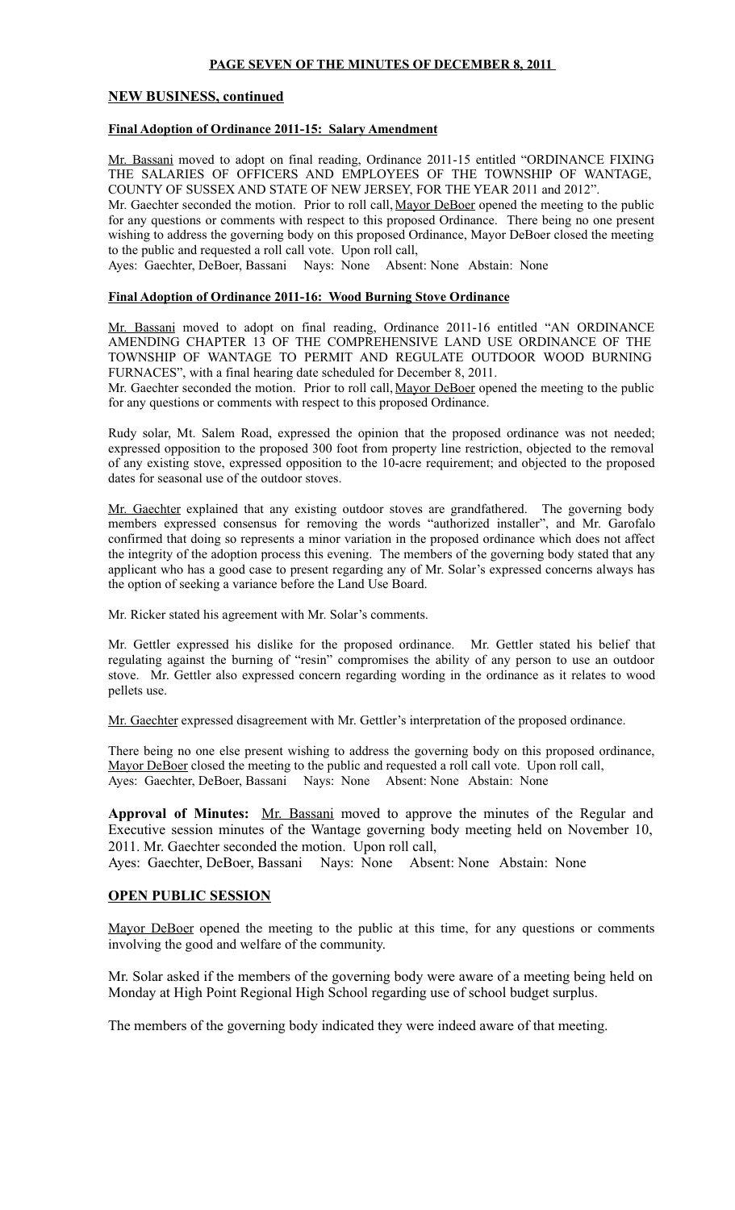**PAGE SEVEN OF THE MINUTES OF DECEMBER 8, 2011**

## NEW BUSINESS, continued

### Final Adoption of Ordinance 2011-15: Salary Amendment

Mr. Bassani moved to adopt on final reading, Ordinance 2011-15 entitled "ORDINANCE FIXING THE SALARIES OF OFFICERS AND EMPLOYEES OF THE TOWNSHIP OF WANTAGE, COUNTY OF SUSSEX AND STATE OF NEW JERSEY, FOR THE YEAR 2011 and 2012".

Mr. Gaechter seconded the motion. Prior to roll call, Mayor DeBoer opened the meeting to the public for any questions or comments with respect to this proposed Ordinance. There being no one present wishing to address the governing body on this proposed Ordinance, Mayor DeBoer closed the meeting to the public and requested a roll call vote. Upon roll call,

Ayes: Gaechter, DeBoer, Bassani Nays: None Absent: None Abstain: None

### Final Adoption of Ordinance 2011-16: Wood Burning Stove Ordinance

Mr. Bassani moved to adopt on final reading, Ordinance 2011-16 entitled "AN ORDINANCE AMENDING CHAPTER 13 OF THE COMPREHENSIVE LAND USE ORDINANCE OF THE TOWNSHIP OF WANTAGE TO PERMIT AND REGULATE OUTDOOR WOOD BURNING FURNACES", with a final hearing date scheduled for December 8, 2011.

Mr. Gaechter seconded the motion. Prior to roll call, Mayor DeBoer opened the meeting to the public for any questions or comments with respect to this proposed Ordinance.

Rudy solar, Mt. Salem Road, expressed the opinion that the proposed ordinance was not needed; expressed opposition to the proposed 300 foot from property line restriction, objected to the removal of any existing stove, expressed opposition to the 10-acre requirement; and objected to the proposed dates for seasonal use of the outdoor stoves.

Mr. Gaechter explained that any existing outdoor stoves are grandfathered. The governing body members expressed consensus for removing the words "authorized installer", and Mr. Garofalo confirmed that doing so represents a minor variation in the proposed ordinance which does not affect the integrity of the adoption process this evening. The members of the governing body stated that any applicant who has a good case to present regarding any of Mr. Solar's expressed concerns always has the option of seeking a variance before the Land Use Board.

Mr. Ricker stated his agreement with Mr. Solar's comments.

Mr. Gettler expressed his dislike for the proposed ordinance. Mr. Gettler stated his belief that regulating against the burning of "resin" compromises the ability of any person to use an outdoor stove. Mr. Gettler also expressed concern regarding wording in the ordinance as it relates to wood pellets use.

Mr. Gaechter expressed disagreement with Mr. Gettler's interpretation of the proposed ordinance.

There being no one else present wishing to address the governing body on this proposed ordinance, Mayor DeBoer closed the meeting to the public and requested a roll call vote. Upon roll call,

Ayes: Gaechter, DeBoer, Bassani Nays: None Absent: None Abstain: None

**Approval of Minutes:** Mr. Bassani moved to approve the minutes of the Regular and Executive session minutes of the Wantage governing body meeting held on November 10, 2011. Mr. Gaechter seconded the motion. Upon roll call,

Ayes: Gaechter, DeBoer, Bassani Nays: None Absent: None Abstain: None

## OPEN PUBLIC SESSION

Mayor DeBoer opened the meeting to the public at this time, for any questions or comments involving the good and welfare of the community.

Mr. Solar asked if the members of the governing body were aware of a meeting being held on Monday at High Point Regional High School regarding use of school budget surplus.

The members of the governing body indicated they were indeed aware of that meeting.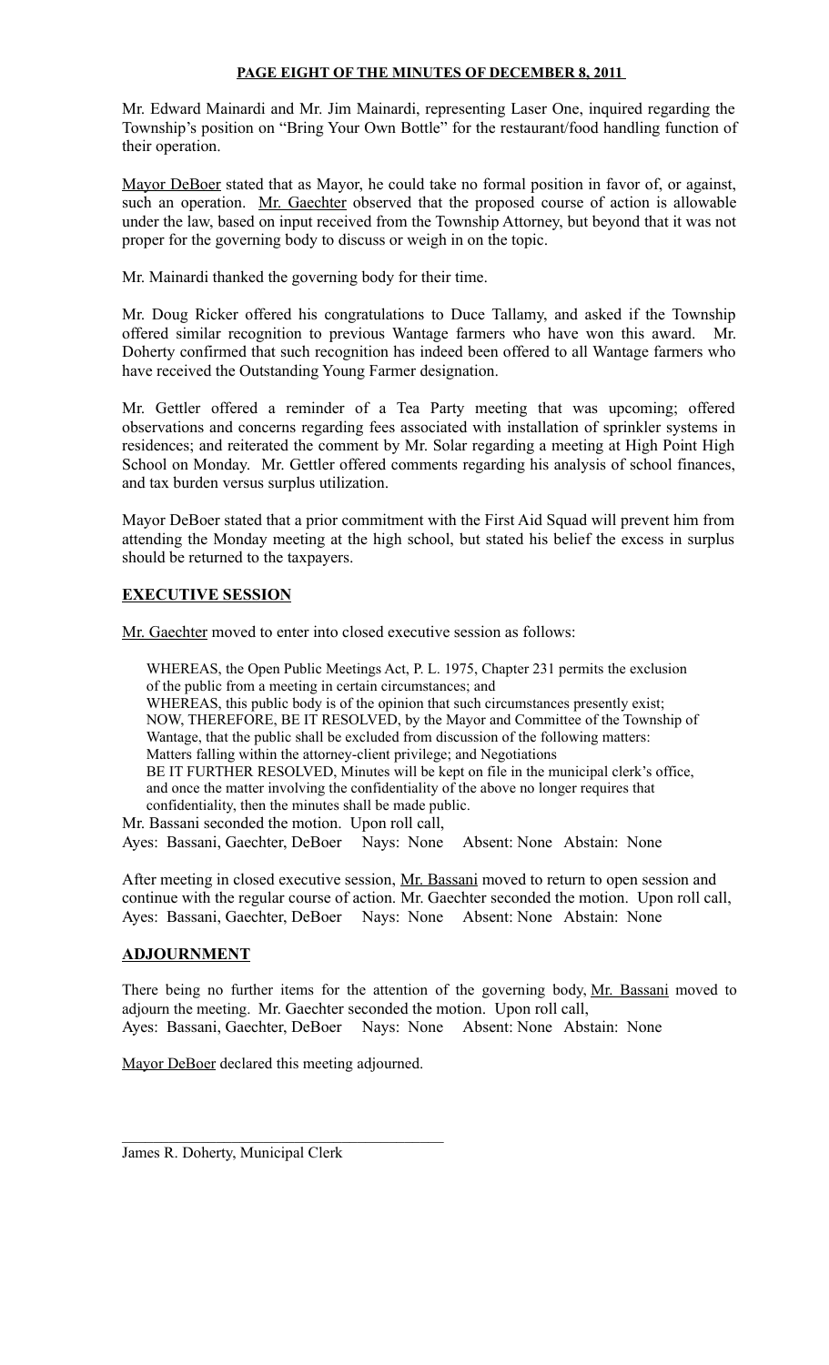Mr. Edward Mainardi and Mr. Jim Mainardi, representing Laser One, inquired regarding the Township's position on "Bring Your Own Bottle" for the restaurant/food handling function of their operation.

Mayor DeBoer stated that as Mayor, he could take no formal position in favor of, or against, such an operation. Mr. Gaechter observed that the proposed course of action is allowable under the law, based on input received from the Township Attorney, but beyond that it was not proper for the governing body to discuss or weigh in on the topic.

Mr. Mainardi thanked the governing body for their time.

Mr. Doug Ricker offered his congratulations to Duce Tallamy, and asked if the Township offered similar recognition to previous Wantage farmers who have won this award. Mr. Doherty confirmed that such recognition has indeed been offered to all Wantage farmers who have received the Outstanding Young Farmer designation.

Mr. Gettler offered a reminder of a Tea Party meeting that was upcoming; offered observations and concerns regarding fees associated with installation of sprinkler systems in residences; and reiterated the comment by Mr. Solar regarding a meeting at High Point High School on Monday. Mr. Gettler offered comments regarding his analysis of school finances, and tax burden versus surplus utilization.

Mayor DeBoer stated that a prior commitment with the First Aid Squad will prevent him from attending the Monday meeting at the high school, but stated his belief the excess in surplus should be returned to the taxpayers.

## EXECUTIVE SESSION

Mr. Gaechter moved to enter into closed executive session as follows:

> WHEREAS, the Open Public Meetings Act, P. L. 1975, Chapter 231 permits the exclusion of the public from a meeting in certain circumstances; and
> WHEREAS, this public body is of the opinion that such circumstances presently exist;
> NOW, THEREFORE, BE IT RESOLVED, by the Mayor and Committee of the Township of Wantage, that the public shall be excluded from discussion of the following matters:
> Matters falling within the attorney-client privilege; and Negotiations
> BE IT FURTHER RESOLVED, Minutes will be kept on file in the municipal clerk's office, and once the matter involving the confidentiality of the above no longer requires that confidentiality, then the minutes shall be made public.

Mr. Bassani seconded the motion. Upon roll call,
Ayes: Bassani, Gaechter, DeBoer Nays: None Absent: None Abstain: None

After meeting in closed executive session, Mr. Bassani moved to return to open session and continue with the regular course of action. Mr. Gaechter seconded the motion. Upon roll call,
Ayes: Bassani, Gaechter, DeBoer Nays: None Absent: None Abstain: None

## ADJOURNMENT

There being no further items for the attention of the governing body, Mr. Bassani moved to adjourn the meeting. Mr. Gaechter seconded the motion. Upon roll call,
Ayes: Bassani, Gaechter, DeBoer Nays: None Absent: None Abstain: None

Mayor DeBoer declared this meeting adjourned.

\_\_\_\_\_\_\_\_\_\_\_\_\_\_\_\_\_\_\_\_\_\_\_\_\_\_\_\_\_\_\_\_\_\_\_\_\_\_\_\_
James R. Doherty, Municipal Clerk